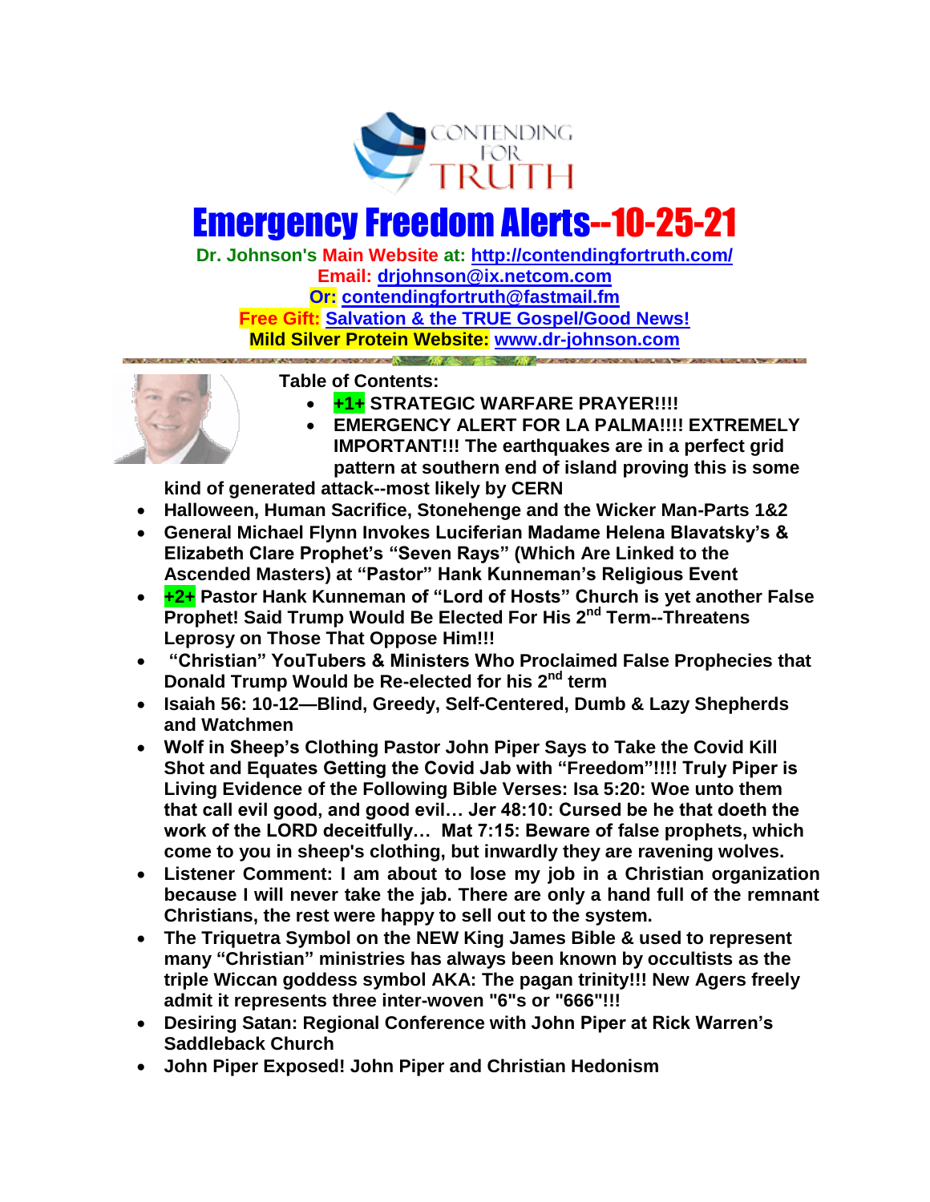CONTENDING FOR TRUTH

# Emergency Freedom Alerts--10-25-21

**Dr. Johnson's Main Website at: http://contendingfortruth.com/**
**Email: drjohnson@ix.netcom.com**
**Or: contendingfortruth@fastmail.fm**
**Free Gift: Salvation & the TRUE Gospel/Good News!**
**Mild Silver Protein Website: www.dr-johnson.com**

**Table of Contents:**

- **+1+ STRATEGIC WARFARE PRAYER!!!!**
- **EMERGENCY ALERT FOR LA PALMA!!!! EXTREMELY IMPORTANT!!! The earthquakes are in a perfect grid pattern at southern end of island proving this is some kind of generated attack--most likely by CERN**
- **Halloween, Human Sacrifice, Stonehenge and the Wicker Man-Parts 1&2**
- **General Michael Flynn Invokes Luciferian Madame Helena Blavatsky's & Elizabeth Clare Prophet's "Seven Rays" (Which Are Linked to the Ascended Masters) at "Pastor" Hank Kunneman's Religious Event**
- **+2+ Pastor Hank Kunneman of "Lord of Hosts" Church is yet another False Prophet! Said Trump Would Be Elected For His 2nd Term--Threatens Leprosy on Those That Oppose Him!!!**
- **"Christian" YouTubers & Ministers Who Proclaimed False Prophecies that Donald Trump Would be Re-elected for his 2nd term**
- **Isaiah 56: 10-12—Blind, Greedy, Self-Centered, Dumb & Lazy Shepherds and Watchmen**
- **Wolf in Sheep's Clothing Pastor John Piper Says to Take the Covid Kill Shot and Equates Getting the Covid Jab with "Freedom"!!!! Truly Piper is Living Evidence of the Following Bible Verses: Isa 5:20: Woe unto them that call evil good, and good evil… Jer 48:10: Cursed be he that doeth the work of the LORD deceitfully… Mat 7:15: Beware of false prophets, which come to you in sheep's clothing, but inwardly they are ravening wolves.**
- **Listener Comment: I am about to lose my job in a Christian organization because I will never take the jab. There are only a hand full of the remnant Christians, the rest were happy to sell out to the system.**
- **The Triquetra Symbol on the NEW King James Bible & used to represent many "Christian" ministries has always been known by occultists as the triple Wiccan goddess symbol AKA: The pagan trinity!!! New Agers freely admit it represents three inter-woven "6"s or "666"!!!**
- **Desiring Satan: Regional Conference with John Piper at Rick Warren's Saddleback Church**
- **John Piper Exposed! John Piper and Christian Hedonism**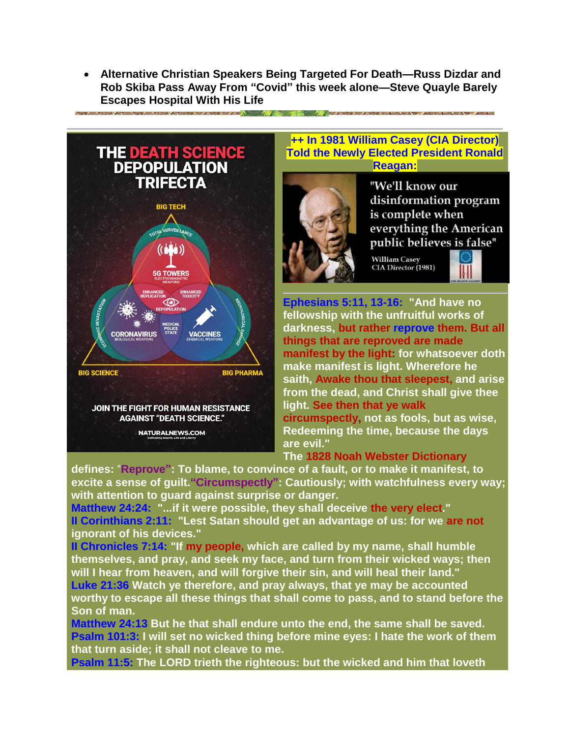- **Alternative Christian Speakers Being Targeted For Death—Russ Dizdar and Rob Skiba Pass Away From "Covid" this week alone—Steve Quayle Barely Escapes Hospital With His Life**

---

**THE DEATH SCIENCE DEPOPULATION TRIFECTA**

BIG TECH — TOTAL SURVEILLANCE — 5G TOWERS (ELECTROMAGNETIC WEAPONS)

ENHANCED REPLICATION — ENHANCED TOXICITY — DEPOPULATION — MEDICAL POLICE STATE

CORONAVIRUS (BIOLOGICAL WEAPONS) — VACCINES (CHEMICAL WEAPONS)

ECONOMIC DEVASTATION — NEUROLOGICAL DAMAGE

BIG SCIENCE — BIG PHARMA

JOIN THE FIGHT FOR HUMAN RESISTANCE AGAINST "DEATH SCIENCE."

NATURALNEWS.COM — Defending Health, Life and Liberty

**++ In 1981 William Casey (CIA Director) Told the Newly Elected President Ronald Reagan:**

"We'll know our disinformation program is complete when everything the American public believes is false"

William Casey
CIA Director (1981)

---

**Ephesians 5:11, 13-16: "And have no fellowship with the unfruitful works of darkness, but rather reprove them. But all things that are reproved are made manifest by the light: for whatsoever doth make manifest is light. Wherefore he saith, Awake thou that sleepest, and arise from the dead, and Christ shall give thee light. See then that ye walk circumspectly, not as fools, but as wise, Redeeming the time, because the days are evil."**

**The 1828 Noah Webster Dictionary defines: "Reprove": To blame, to convince of a fault, or to make it manifest, to excite a sense of guilt."Circumspectly": Cautiously; with watchfulness every way; with attention to guard against surprise or danger.**

**Matthew 24:24: "...if it were possible, they shall deceive the very elect."**

**II Corinthians 2:11: "Lest Satan should get an advantage of us: for we are not ignorant of his devices."**

**II Chronicles 7:14: "If my people, which are called by my name, shall humble themselves, and pray, and seek my face, and turn from their wicked ways; then will I hear from heaven, and will forgive their sin, and will heal their land."**

**Luke 21:36 Watch ye therefore, and pray always, that ye may be accounted worthy to escape all these things that shall come to pass, and to stand before the Son of man.**

**Matthew 24:13 But he that shall endure unto the end, the same shall be saved.**

**Psalm 101:3: I will set no wicked thing before mine eyes: I hate the work of them that turn aside; it shall not cleave to me.**

**Psalm 11:5: The LORD trieth the righteous: but the wicked and him that loveth**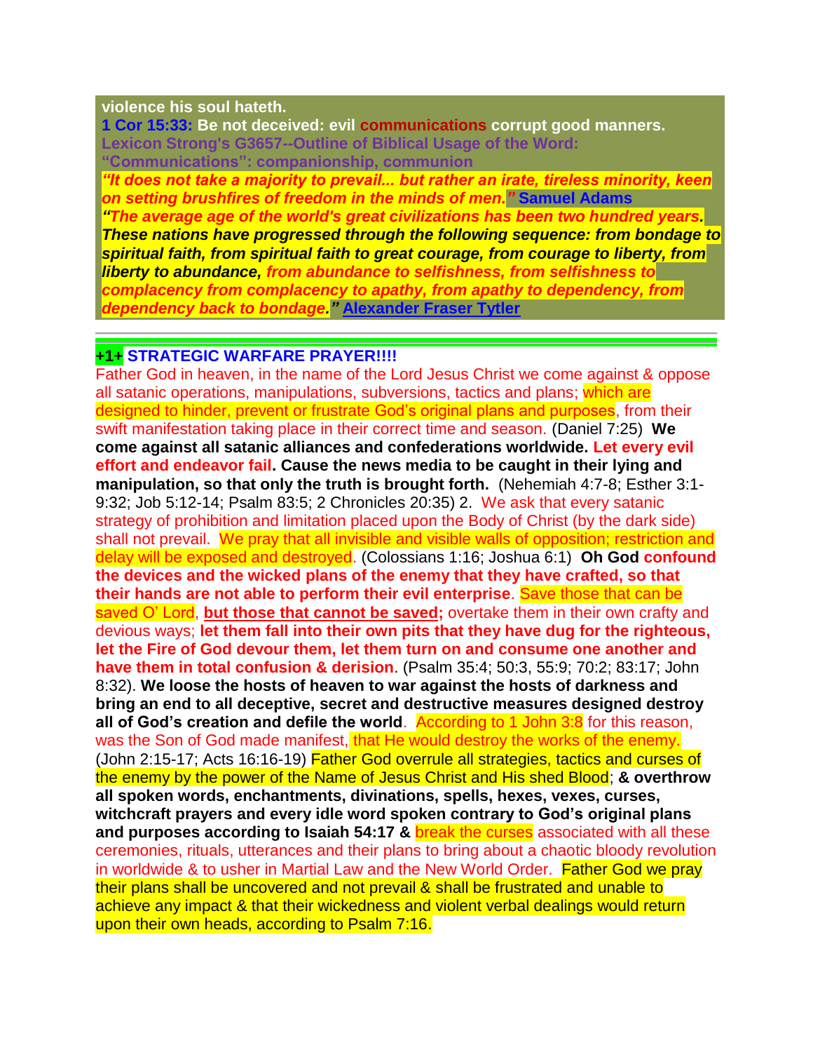**violence his soul hateth.**

**1 Cor 15:33: Be not deceived: evil communications corrupt good manners.**

**Lexicon Strong's G3657--Outline of Biblical Usage of the Word: "Communications": companionship, communion**

***"It does not take a majority to prevail... but rather an irate, tireless minority, keen on setting brushfires of freedom in the minds of men."*** **Samuel Adams**

***"The average age of the world's great civilizations has been two hundred years. These nations have progressed through the following sequence: from bondage to spiritual faith, from spiritual faith to great courage, from courage to liberty, from liberty to abundance, from abundance to selfishness, from selfishness to complacency from complacency to apathy, from apathy to dependency, from dependency back to bondage."*** **Alexander Fraser Tytler**

---

**+1+ STRATEGIC WARFARE PRAYER!!!!**

Father God in heaven, in the name of the Lord Jesus Christ we come against & oppose all satanic operations, manipulations, subversions, tactics and plans; which are designed to hinder, prevent or frustrate God's original plans and purposes, from their swift manifestation taking place in their correct time and season. (Daniel 7:25) **We come against all satanic alliances and confederations worldwide. Let every evil effort and endeavor fail. Cause the news media to be caught in their lying and manipulation, so that only the truth is brought forth.** (Nehemiah 4:7-8; Esther 3:1-9:32; Job 5:12-14; Psalm 83:5; 2 Chronicles 20:35) 2. We ask that every satanic strategy of prohibition and limitation placed upon the Body of Christ (by the dark side) shall not prevail. We pray that all invisible and visible walls of opposition; restriction and delay will be exposed and destroyed. (Colossians 1:16; Joshua 6:1) **Oh God confound the devices and the wicked plans of the enemy that they have crafted, so that their hands are not able to perform their evil enterprise**. Save those that can be saved O' Lord, **but those that cannot be saved;** overtake them in their own crafty and devious ways; **let them fall into their own pits that they have dug for the righteous, let the Fire of God devour them, let them turn on and consume one another and have them in total confusion & derision**. (Psalm 35:4; 50:3, 55:9; 70:2; 83:17; John 8:32). **We loose the hosts of heaven to war against the hosts of darkness and bring an end to all deceptive, secret and destructive measures designed destroy all of God's creation and defile the world**. According to 1 John 3:8 for this reason, was the Son of God made manifest, that He would destroy the works of the enemy. (John 2:15-17; Acts 16:16-19) Father God overrule all strategies, tactics and curses of the enemy by the power of the Name of Jesus Christ and His shed Blood; **& overthrow all spoken words, enchantments, divinations, spells, hexes, vexes, curses, witchcraft prayers and every idle word spoken contrary to God's original plans and purposes according to Isaiah 54:17 &** break the curses associated with all these ceremonies, rituals, utterances and their plans to bring about a chaotic bloody revolution in worldwide & to usher in Martial Law and the New World Order. Father God we pray their plans shall be uncovered and not prevail & shall be frustrated and unable to achieve any impact & that their wickedness and violent verbal dealings would return upon their own heads, according to Psalm 7:16.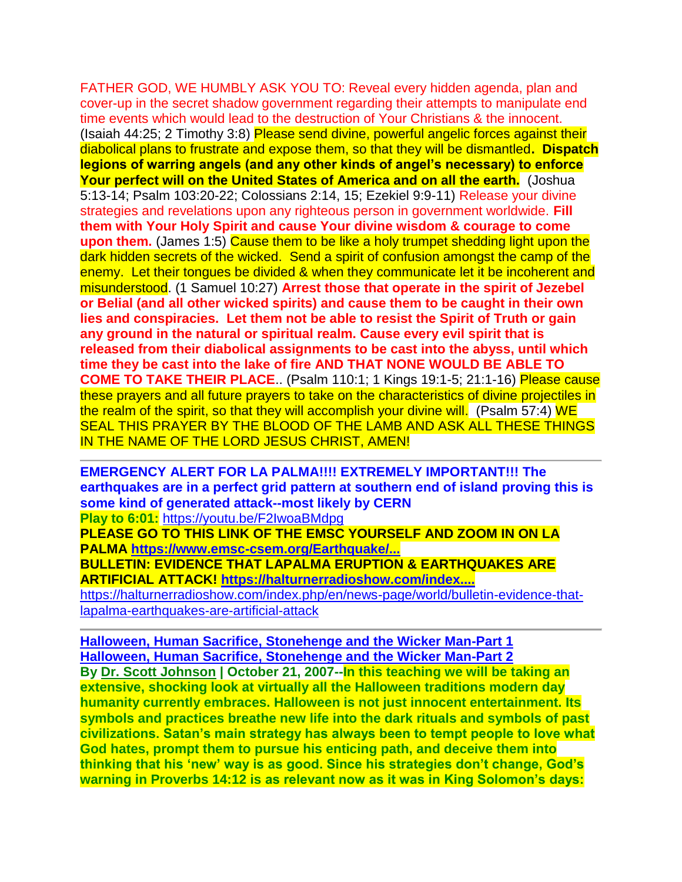FATHER GOD, WE HUMBLY ASK YOU TO: Reveal every hidden agenda, plan and cover-up in the secret shadow government regarding their attempts to manipulate end time events which would lead to the destruction of Your Christians & the innocent. (Isaiah 44:25; 2 Timothy 3:8) Please send divine, powerful angelic forces against their diabolical plans to frustrate and expose them, so that they will be dismantled**. Dispatch legions of warring angels (and any other kinds of angel's necessary) to enforce Your perfect will on the United States of America and on all the earth.** (Joshua 5:13-14; Psalm 103:20-22; Colossians 2:14, 15; Ezekiel 9:9-11) Release your divine strategies and revelations upon any righteous person in government worldwide. **Fill them with Your Holy Spirit and cause Your divine wisdom & courage to come upon them.** (James 1:5) Cause them to be like a holy trumpet shedding light upon the dark hidden secrets of the wicked. Send a spirit of confusion amongst the camp of the enemy. Let their tongues be divided & when they communicate let it be incoherent and misunderstood. (1 Samuel 10:27) **Arrest those that operate in the spirit of Jezebel or Belial (and all other wicked spirits) and cause them to be caught in their own lies and conspiracies. Let them not be able to resist the Spirit of Truth or gain any ground in the natural or spiritual realm. Cause every evil spirit that is released from their diabolical assignments to be cast into the abyss, until which time they be cast into the lake of fire** AND THAT NONE WOULD BE ABLE TO COME TO TAKE THEIR PLACE.. (Psalm 110:1; 1 Kings 19:1-5; 21:1-16) Please cause these prayers and all future prayers to take on the characteristics of divine projectiles in the realm of the spirit, so that they will accomplish your divine will. (Psalm 57:4) WE SEAL THIS PRAYER BY THE BLOOD OF THE LAMB AND ASK ALL THESE THINGS IN THE NAME OF THE LORD JESUS CHRIST, AMEN!

---

**EMERGENCY ALERT FOR LA PALMA!!!! EXTREMELY IMPORTANT!!! The earthquakes are in a perfect grid pattern at southern end of island proving this is some kind of generated attack--most likely by CERN**

**Play to 6:01:** https://youtu.be/F2IwoaBMdpg

**PLEASE GO TO THIS LINK OF THE EMSC YOURSELF AND ZOOM IN ON LA PALMA https://www.emsc-csem.org/Earthquake/...**

**BULLETIN: EVIDENCE THAT LAPALMA ERUPTION & EARTHQUAKES ARE ARTIFICIAL ATTACK! https://halturnerradioshow.com/index....**

https://halturnerradioshow.com/index.php/en/news-page/world/bulletin-evidence-that-lapalma-earthquakes-are-artificial-attack

---

**Halloween, Human Sacrifice, Stonehenge and the Wicker Man-Part 1**
**Halloween, Human Sacrifice, Stonehenge and the Wicker Man-Part 2**

**By Dr. Scott Johnson | October 21, 2007--In this teaching we will be taking an extensive, shocking look at virtually all the Halloween traditions modern day humanity currently embraces. Halloween is not just innocent entertainment. Its symbols and practices breathe new life into the dark rituals and symbols of past civilizations. Satan's main strategy has always been to tempt people to love what God hates, prompt them to pursue his enticing path, and deceive them into thinking that his 'new' way is as good. Since his strategies don't change, God's warning in Proverbs 14:12 is as relevant now as it was in King Solomon's days:**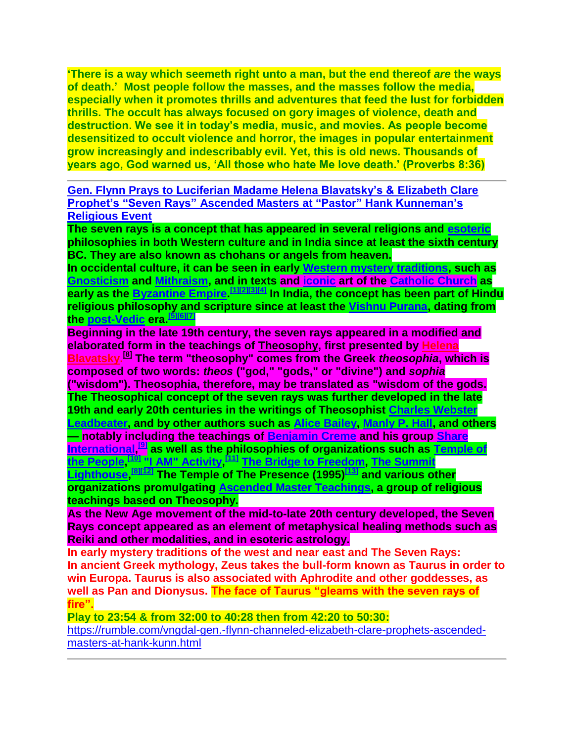**'There is a way which seemeth right unto a man, but the end thereof *are* the ways of death.' Most people follow the masses, and the masses follow the media, especially when it promotes thrills and adventures that feed the lust for forbidden thrills. The occult has always focused on gory images of violence, death and destruction. We see it in today's media, music, and movies. As people become desensitized to occult violence and horror, the images in popular entertainment grow increasingly and indescribably evil. Yet, this is old news. Thousands of years ago, God warned us, 'All those who hate Me love death.' (Proverbs 8:36)**

---

**Gen. Flynn Prays to Luciferian Madame Helena Blavatsky's & Elizabeth Clare Prophet's "Seven Rays" Ascended Masters at "Pastor" Hank Kunneman's Religious Event**

**The seven rays is a concept that has appeared in several religions and esoteric philosophies in both Western culture and in India since at least the sixth century BC. They are also known as chohans or angels from heaven.**

**In occidental culture, it can be seen in early Western mystery traditions, such as Gnosticism and Mithraism, and in texts and iconic art of the Catholic Church as early as the Byzantine Empire.[1][2][3][4] In India, the concept has been part of Hindu religious philosophy and scripture since at least the Vishnu Purana, dating from the post-Vedic era.[5][6][7]**

**Beginning in the late 19th century, the seven rays appeared in a modified and elaborated form in the teachings of Theosophy, first presented by Helena Blavatsky.[8] The term "theosophy" comes from the Greek *theosophia*, which is composed of two words: *theos* ("god," "gods," or "divine") and *sophia* ("wisdom"). Theosophia, therefore, may be translated as "wisdom of the gods.**

**The Theosophical concept of the seven rays was further developed in the late 19th and early 20th centuries in the writings of Theosophist Charles Webster Leadbeater, and by other authors such as Alice Bailey, Manly P. Hall, and others — notably including the teachings of Benjamin Creme and his group Share International,[9] as well as the philosophies of organizations such as Temple of the People,[10] "I AM" Activity,[11] The Bridge to Freedom, The Summit Lighthouse,[8][12] The Temple of The Presence (1995)[13] and various other organizations promulgating Ascended Master Teachings, a group of religious teachings based on Theosophy.**

**As the New Age movement of the mid-to-late 20th century developed, the Seven Rays concept appeared as an element of metaphysical healing methods such as Reiki and other modalities, and in esoteric astrology.**

**In early mystery traditions of the west and near east and The Seven Rays:**
**In ancient Greek mythology, Zeus takes the bull-form known as Taurus in order to win Europa. Taurus is also associated with Aphrodite and other goddesses, as well as Pan and Dionysus. The face of Taurus "gleams with the seven rays of fire".**

**Play to 23:54 & from 32:00 to 40:28 then from 42:20 to 50:30:**
https://rumble.com/vngdal-gen.-flynn-channeled-elizabeth-clare-prophets-ascended-masters-at-hank-kunn.html

---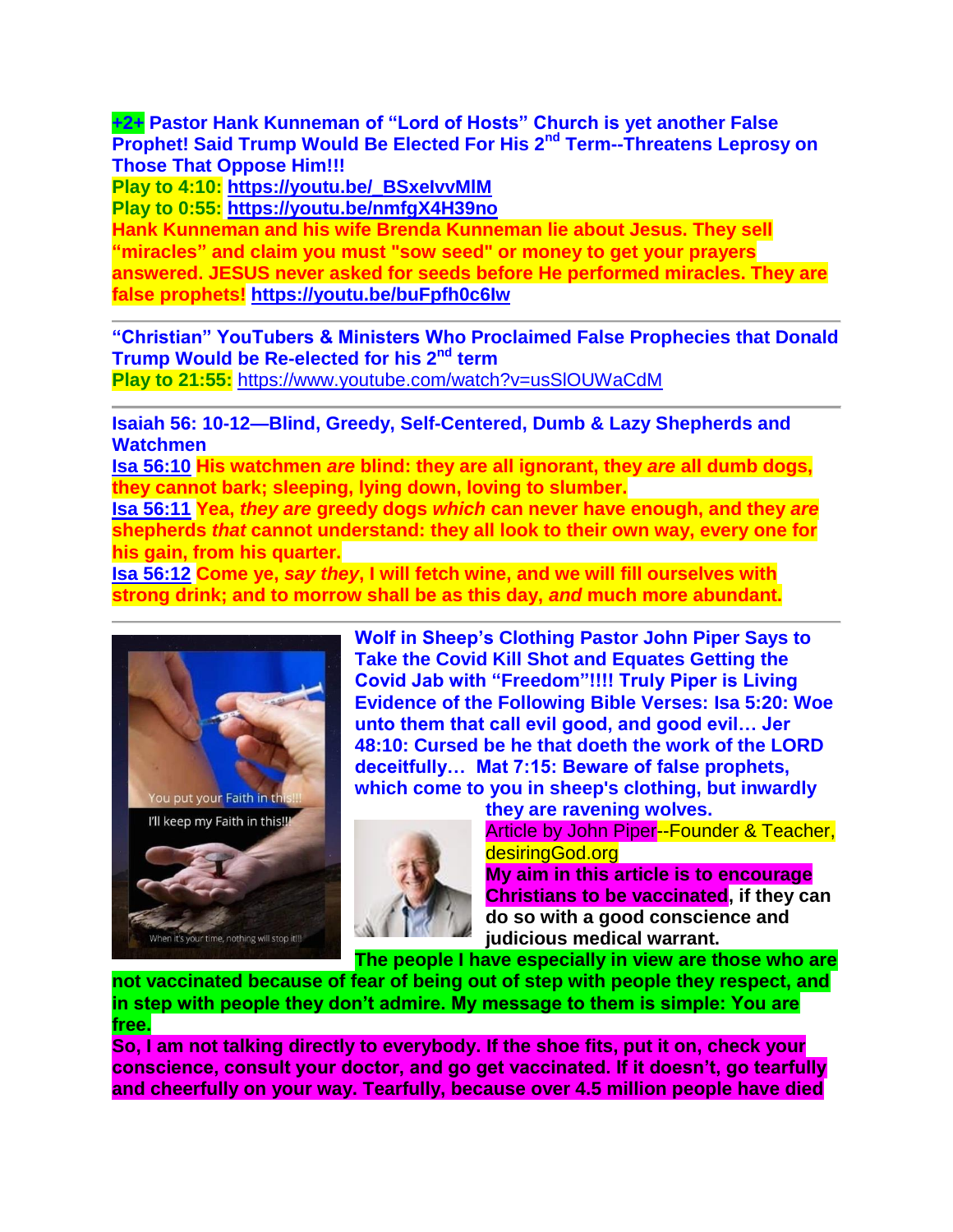**+2+ Pastor Hank Kunneman of "Lord of Hosts" Church is yet another False Prophet! Said Trump Would Be Elected For His 2nd Term--Threatens Leprosy on Those That Oppose Him!!!**

**Play to 4:10: https://youtu.be/_BSxelvvMlM**

**Play to 0:55: https://youtu.be/nmfgX4H39no**

**Hank Kunneman and his wife Brenda Kunneman lie about Jesus. They sell "miracles" and claim you must "sow seed" or money to get your prayers answered. JESUS never asked for seeds before He performed miracles. They are false prophets! https://youtu.be/buFpfh0c6lw**

---

**"Christian" YouTubers & Ministers Who Proclaimed False Prophecies that Donald Trump Would be Re-elected for his 2nd term**

**Play to 21:55:** https://www.youtube.com/watch?v=usSlOUWaCdM

---

**Isaiah 56: 10-12—Blind, Greedy, Self-Centered, Dumb & Lazy Shepherds and Watchmen**

**Isa 56:10 His watchmen *are* blind: they are all ignorant, they *are* all dumb dogs, they cannot bark; sleeping, lying down, loving to slumber.**

**Isa 56:11 Yea, *they are* greedy dogs *which* can never have enough, and they *are* shepherds *that* cannot understand: they all look to their own way, every one for his gain, from his quarter.**

**Isa 56:12 Come ye, *say they*, I will fetch wine, and we will fill ourselves with strong drink; and to morrow shall be as this day, *and* much more abundant.**

---

**Wolf in Sheep's Clothing Pastor John Piper Says to Take the Covid Kill Shot and Equates Getting the Covid Jab with "Freedom"!!!! Truly Piper is Living Evidence of the Following Bible Verses: Isa 5:20: Woe unto them that call evil good, and good evil… Jer 48:10: Cursed be he that doeth the work of the LORD deceitfully… Mat 7:15: Beware of false prophets, which come to you in sheep's clothing, but inwardly they are ravening wolves.**

Article by John Piper--Founder & Teacher, desiringGod.org

**My aim in this article is to encourage Christians to be vaccinated, if they can do so with a good conscience and judicious medical warrant.**

**The people I have especially in view are those who are not vaccinated because of fear of being out of step with people they respect, and in step with people they don't admire. My message to them is simple: You are free.**

**So, I am not talking directly to everybody. If the shoe fits, put it on, check your conscience, consult your doctor, and go get vaccinated. If it doesn't, go tearfully and cheerfully on your way. Tearfully, because over 4.5 million people have died**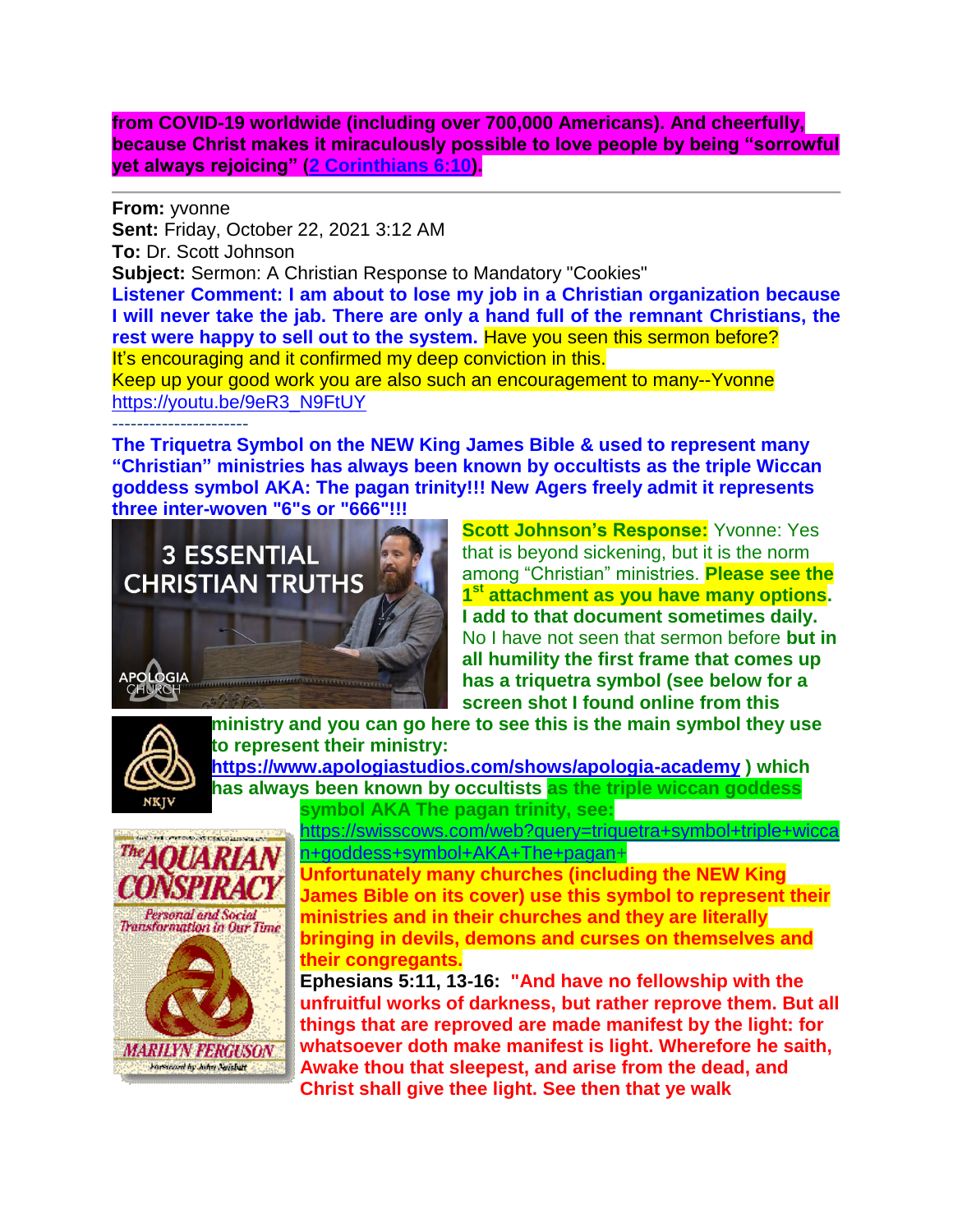**from COVID-19 worldwide (including over 700,000 Americans). And cheerfully, because Christ makes it miraculously possible to love people by being "sorrowful yet always rejoicing" (2 Corinthians 6:10).**

---

**From:** yvonne
**Sent:** Friday, October 22, 2021 3:12 AM
**To:** Dr. Scott Johnson
**Subject:** Sermon: A Christian Response to Mandatory "Cookies"

**Listener Comment: I am about to lose my job in a Christian organization because I will never take the jab. There are only a hand full of the remnant Christians, the rest were happy to sell out to the system.** Have you seen this sermon before? It's encouraging and it confirmed my deep conviction in this.
Keep up your good work you are also such an encouragement to many--Yvonne
https://youtu.be/9eR3_N9FtUY

----------------------

**The Triquetra Symbol on the NEW King James Bible & used to represent many "Christian" ministries has always been known by occultists as the triple Wiccan goddess symbol AKA: The pagan trinity!!! New Agers freely admit it represents three inter-woven "6"s or "666"!!!**

**Scott Johnson's Response:** Yvonne: Yes that is beyond sickening, but it is the norm among "Christian" ministries. **Please see the 1st attachment as you have many options. I add to that document sometimes daily.** No I have not seen that sermon before **but in all humility the first frame that comes up has a triquetra symbol (see below for a screen shot I found online from this ministry and you can go here to see this is the main symbol they use to represent their ministry: https://www.apologiastudios.com/shows/apologia-academy ) which has always been known by occultists as the triple wiccan goddess symbol AKA The pagan trinity, see:** https://swisscows.com/web?query=triquetra+symbol+triple+wiccan+goddess+symbol+AKA+The+pagan+

**Unfortunately many churches (including the NEW King James Bible on its cover) use this symbol to represent their ministries and in their churches and they are literally bringing in devils, demons and curses on themselves and their congregants.**

**Ephesians 5:11, 13-16: "And have no fellowship with the unfruitful works of darkness, but rather reprove them. But all things that are reproved are made manifest by the light: for whatsoever doth make manifest is light. Wherefore he saith, Awake thou that sleepest, and arise from the dead, and Christ shall give thee light. See then that ye walk**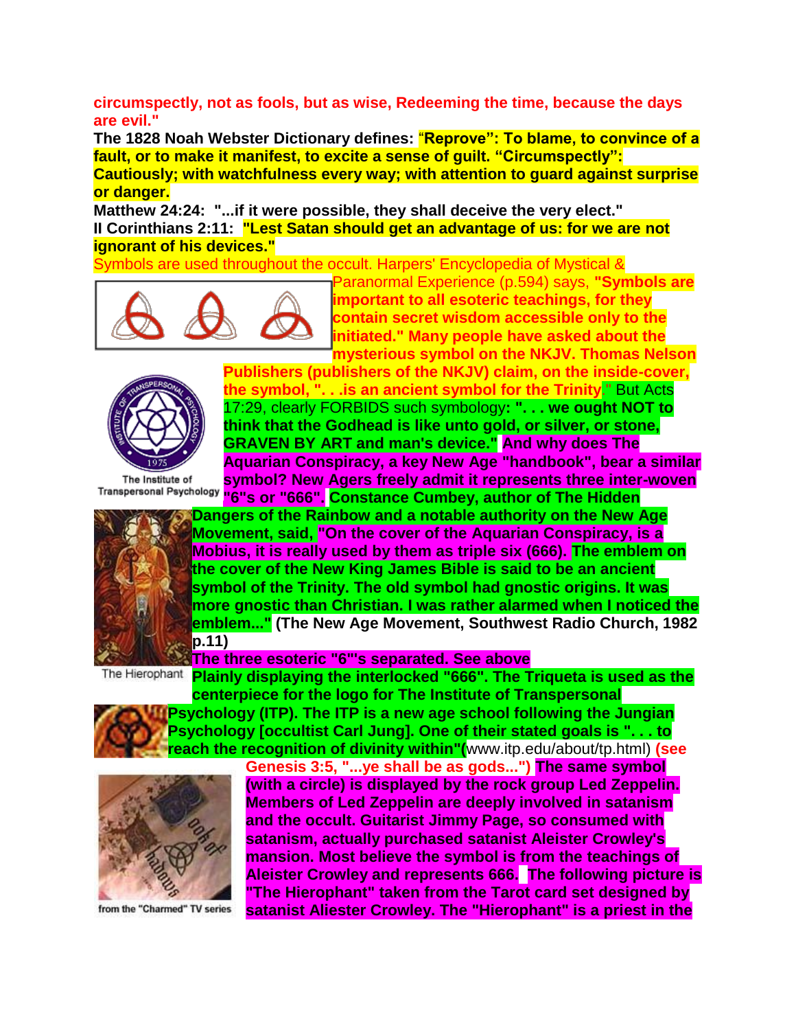**circumspectly, not as fools, but as wise, Redeeming the time, because the days are evil."**

**The 1828 Noah Webster Dictionary defines: "Reprove": To blame, to convince of a fault, or to make it manifest, to excite a sense of guilt. "Circumspectly": Cautiously; with watchfulness every way; with attention to guard against surprise or danger.**

**Matthew 24:24: "...if it were possible, they shall deceive the very elect."**

**II Corinthians 2:11: "Lest Satan should get an advantage of us: for we are not ignorant of his devices."**

Symbols are used throughout the occult. Harpers' Encyclopedia of Mystical & Paranormal Experience (p.594) says, **"Symbols are important to all esoteric teachings, for they contain secret wisdom accessible only to the initiated." Many people have asked about the mysterious symbol on the NKJV. Thomas Nelson Publishers (publishers of the NKJV) claim, on the inside-cover, the symbol, ". . .is an ancient symbol for the Trinity."** But Acts 17:29, clearly FORBIDS such symbology**: ". . . we ought NOT to think that the Godhead is like unto gold, or silver, or stone, GRAVEN BY ART and man's device." And why does The Aquarian Conspiracy, a key New Age "handbook", bear a similar symbol? New Agers freely admit it represents three inter-woven "6"s or "666". Constance Cumbey, author of The Hidden Dangers of the Rainbow and a notable authority on the New Age Movement, said, "On the cover of the Aquarian Conspiracy, is a Mobius, it is really used by them as triple six (666). The emblem on the cover of the New King James Bible is said to be an ancient symbol of the Trinity. The old symbol had gnostic origins. It was more gnostic than Christian. I was rather alarmed when I noticed the emblem..." (The New Age Movement, Southwest Radio Church, 1982 p.11)**

The Institute of Transpersonal Psychology

**The three esoteric "6"'s separated. See above**

The Hierophant

**Plainly displaying the interlocked "666". The Triqueta is used as the centerpiece for the logo for The Institute of Transpersonal Psychology (ITP). The ITP is a new age school following the Jungian Psychology [occultist Carl Jung]. One of their stated goals is ". . . to reach the recognition of divinity within"**(www.itp.edu/about/tp.html) **(see Genesis 3:5, "...ye shall be as gods...") The same symbol (with a circle) is displayed by the rock group Led Zeppelin. Members of Led Zeppelin are deeply involved in satanism and the occult. Guitarist Jimmy Page, so consumed with satanism, actually purchased satanist Aleister Crowley's mansion. Most believe the symbol is from the teachings of Aleister Crowley and represents 666. The following picture is "The Hierophant" taken from the Tarot card set designed by satanist Aliester Crowley. The "Hierophant" is a priest in the**

from the "Charmed" TV series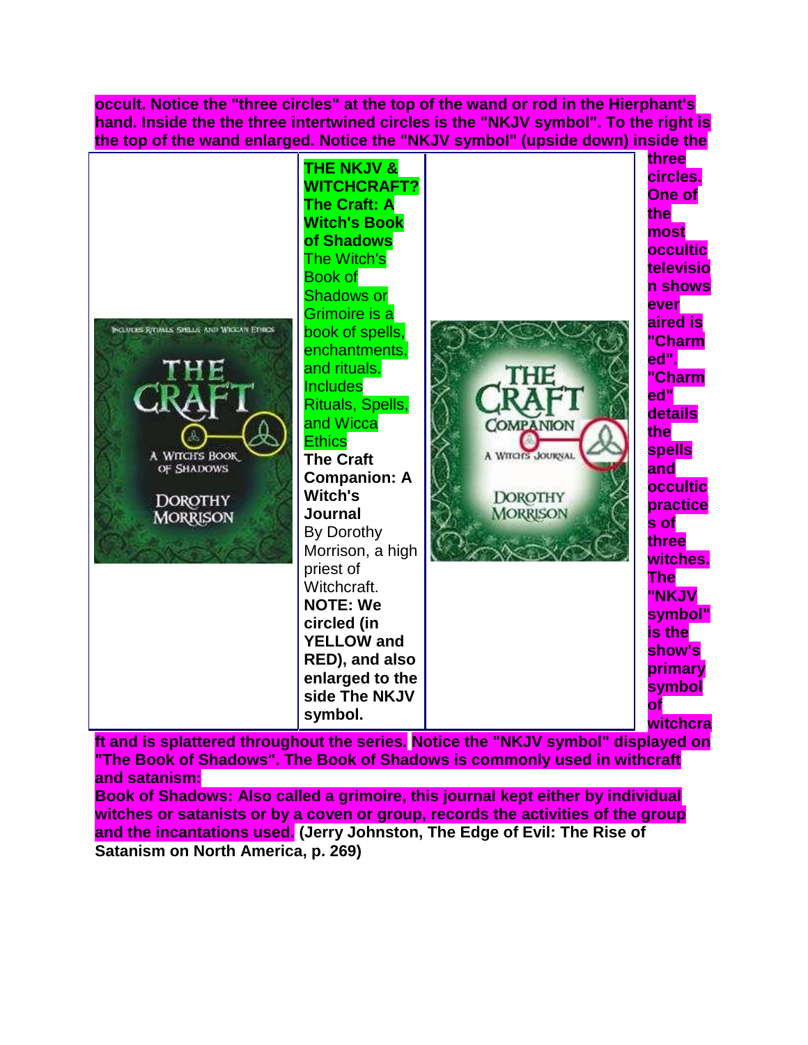**occult. Notice the "three circles" at the top of the wand or rod in the Hierphant's hand. Inside the the three intertwined circles is the "NKJV symbol". To the right is the top of the wand enlarged. Notice the "NKJV symbol" (upside down) inside the three circles. One of the most occultic television shows ever aired is "Charmed". "Charmed" details the spells and occultic practices of three witches. The "NKJV symbol" is the show's primary symbol of witchcraft and is splattered throughout the series. Notice the "NKJV symbol" displayed on "The Book of Shadows". The Book of Shadows is commonly used in witchcraft and satanism:**

| | | |
|---|---|---|
| INCLUDES RITUALS SPELLS AND WICCAN ETHICS THE CRAFT A WITCH'S BOOK OF SHADOWS DOROTHY MORRISON | **THE NKJV & WITCHCRAFT? The Craft: A Witch's Book of Shadows** The Witch's Book of Shadows or Grimoire is a book of spells, enchantments, and rituals. Includes Rituals, Spells, and Wicca Ethics **The Craft Companion: A Witch's Journal** By Dorothy Morrison, a high priest of Witchcraft. **NOTE: We circled (in YELLOW and RED), and also enlarged to the side The NKJV symbol.** | THE CRAFT COMPANION A WITCH'S JOURNAL DOROTHY MORRISON |

**Book of Shadows: Also called a grimoire, this journal kept either by individual witches or satanists or by a coven or group, records the activities of the group and the incantations used. (Jerry Johnston, The Edge of Evil: The Rise of Satanism on North America, p. 269)**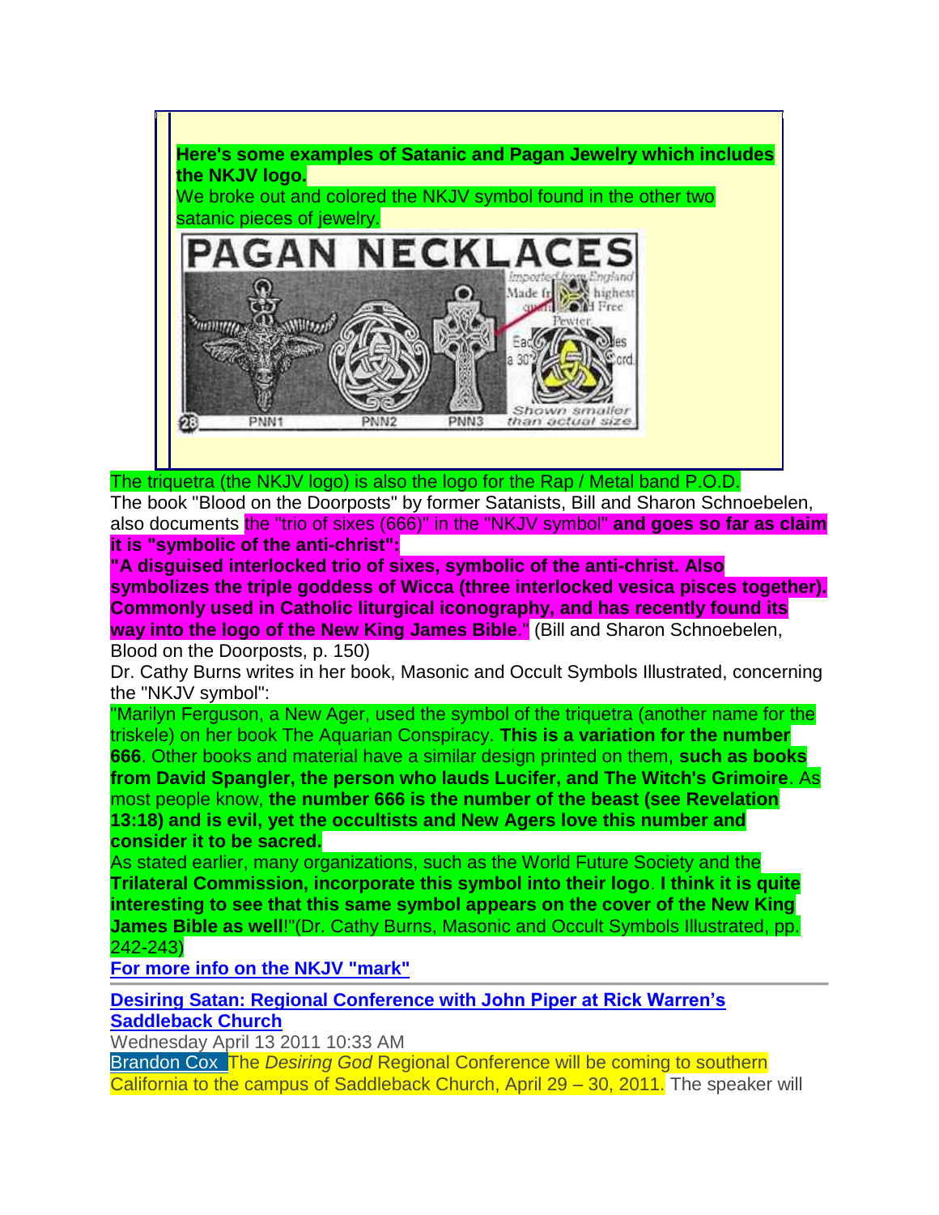**Here's some examples of Satanic and Pagan Jewelry which includes the NKJV logo.**

We broke out and colored the NKJV symbol found in the other two satanic pieces of jewelry.

PAGAN NECKLACES

Imported from England Made fr... highest ... Free Pewter Eac... a 30"... cord.

PNN1 PNN2 PNN3 Shown smaller than actual size

28

The triquetra (the NKJV logo) is also the logo for the Rap / Metal band P.O.D.

The book "Blood on the Doorposts" by former Satanists, Bill and Sharon Schnoebelen, also documents the "trio of sixes (666)" in the "NKJV symbol" **and goes so far as claim it is "symbolic of the anti-christ":**

**"A disguised interlocked trio of sixes, symbolic of the anti-christ. Also symbolizes the triple goddess of Wicca (three interlocked vesica pisces together). Commonly used in Catholic liturgical iconography, and has recently found its way into the logo of the New King James Bible**." (Bill and Sharon Schnoebelen, Blood on the Doorposts, p. 150)

Dr. Cathy Burns writes in her book, Masonic and Occult Symbols Illustrated, concerning the "NKJV symbol":

"Marilyn Ferguson, a New Ager, used the symbol of the triquetra (another name for the triskele) on her book The Aquarian Conspiracy. **This is a variation for the number 666**. Other books and material have a similar design printed on them, **such as books from David Spangler, the person who lauds Lucifer, and The Witch's Grimoire**. As most people know, **the number 666 is the number of the beast (see Revelation 13:18) and is evil, yet the occultists and New Agers love this number and consider it to be sacred.**

As stated earlier, many organizations, such as the World Future Society and the **Trilateral Commission, incorporate this symbol into their logo**. **I think it is quite interesting to see that this same symbol appears on the cover of the New King James Bible as well**!"(Dr. Cathy Burns, Masonic and Occult Symbols Illustrated, pp. 242-243)

**For more info on the NKJV "mark"**

---

**Desiring Satan: Regional Conference with John Piper at Rick Warren's Saddleback Church**

Wednesday April 13 2011 10:33 AM

Brandon Cox The *Desiring God* Regional Conference will be coming to southern California to the campus of Saddleback Church, April 29 – 30, 2011. The speaker will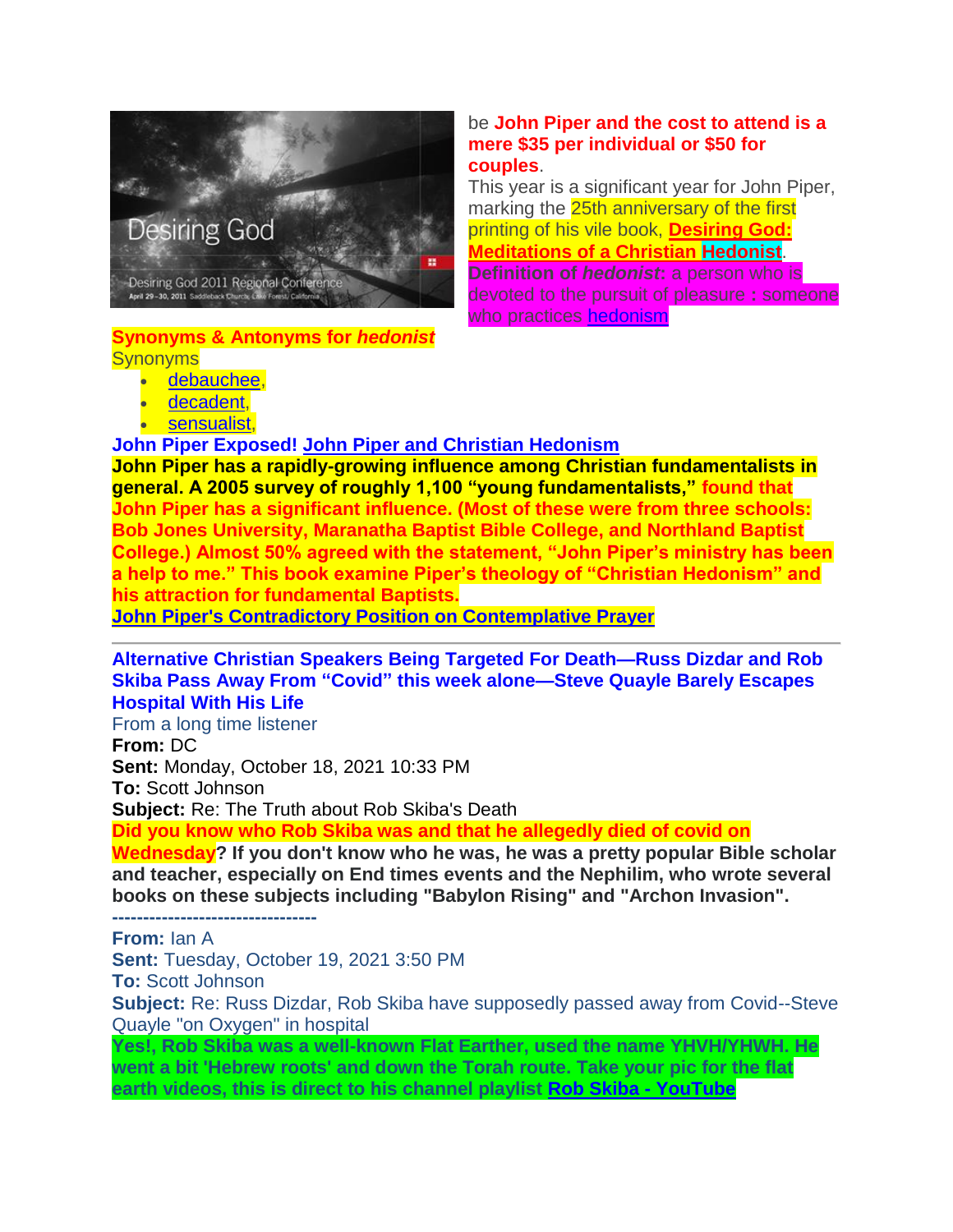be **John Piper and the cost to attend is a mere $35 per individual or $50 for couples**.

This year is a significant year for John Piper, marking the 25th anniversary of the first printing of his vile book, **Desiring God: Meditations of a Christian Hedonist**.

**Definition of *hedonist*:** a person who is devoted to the pursuit of pleasure **:** someone who practices hedonism

**Synonyms & Antonyms for *hedonist***

Synonyms

- debauchee,
- decadent,
- sensualist,

**John Piper Exposed! John Piper and Christian Hedonism**

**John Piper has a rapidly-growing influence among Christian fundamentalists in general. A 2005 survey of roughly 1,100 "young fundamentalists," found that John Piper has a significant influence. (Most of these were from three schools: Bob Jones University, Maranatha Baptist Bible College, and Northland Baptist College.) Almost 50% agreed with the statement, "John Piper's ministry has been a help to me." This book examine Piper's theology of "Christian Hedonism" and his attraction for fundamental Baptists.**

**John Piper's Contradictory Position on Contemplative Prayer**

---

**Alternative Christian Speakers Being Targeted For Death—Russ Dizdar and Rob Skiba Pass Away From "Covid" this week alone—Steve Quayle Barely Escapes Hospital With His Life**

From a long time listener

**From:** DC
**Sent:** Monday, October 18, 2021 10:33 PM
**To:** Scott Johnson
**Subject:** Re: The Truth about Rob Skiba's Death

**Did you know who Rob Skiba was and that he allegedly died of covid on Wednesday? If you don't know who he was, he was a pretty popular Bible scholar and teacher, especially on End times events and the Nephilim, who wrote several books on these subjects including "Babylon Rising" and "Archon Invasion".**

**--------------------------------**

**From:** Ian A
**Sent:** Tuesday, October 19, 2021 3:50 PM
**To:** Scott Johnson
**Subject:** Re: Russ Dizdar, Rob Skiba have supposedly passed away from Covid--Steve Quayle "on Oxygen" in hospital

**Yes!, Rob Skiba was a well-known Flat Earther, used the name YHVH/YHWH. He went a bit 'Hebrew roots' and down the Torah route. Take your pic for the flat earth videos, this is direct to his channel playlist Rob Skiba - YouTube**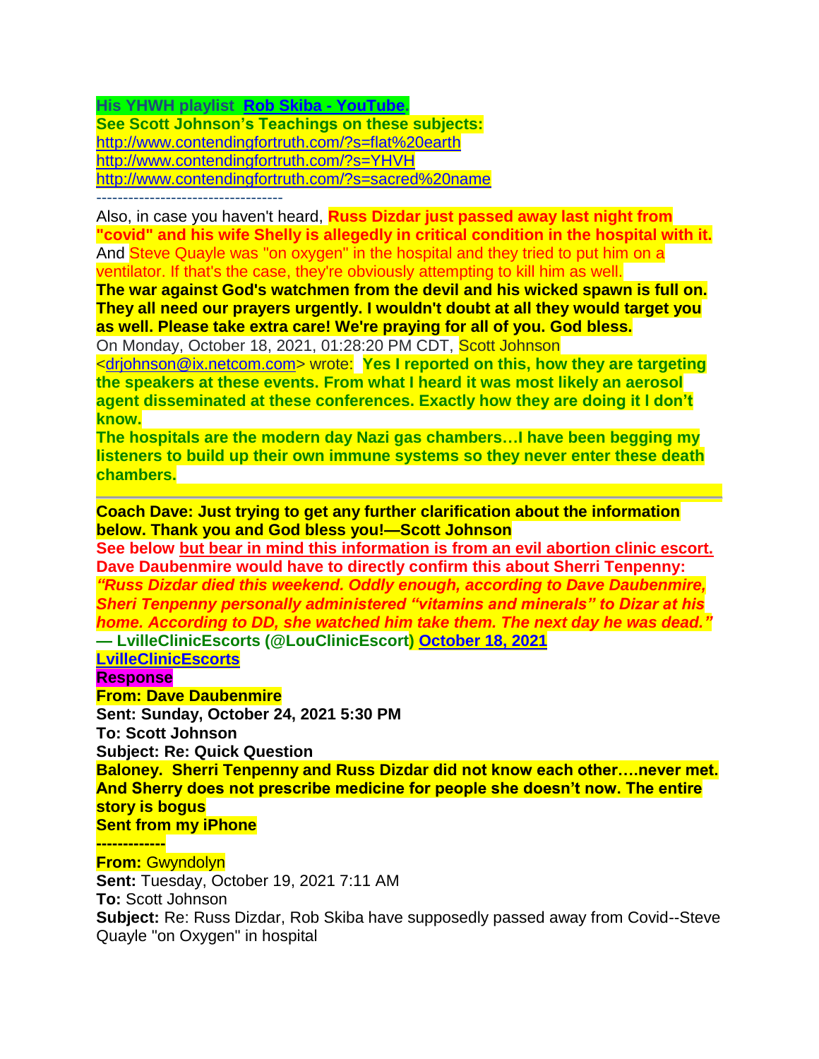**His YHWH playlist [Rob Skiba - YouTube](Rob Skiba - YouTube).**
**See Scott Johnson's Teachings on these subjects:**
http://www.contendingfortruth.com/?s=flat%20earth
http://www.contendingfortruth.com/?s=YHVH
http://www.contendingfortruth.com/?s=sacred%20name

---

Also, in case you haven't heard, **Russ Dizdar just passed away last night from "covid" and his wife Shelly is allegedly in critical condition in the hospital with it.** And Steve Quayle was "on oxygen" in the hospital and they tried to put him on a ventilator. If that's the case, they're obviously attempting to kill him as well.
**The war against God's watchmen from the devil and his wicked spawn is full on. They all need our prayers urgently. I wouldn't doubt at all they would target you as well. Please take extra care! We're praying for all of you. God bless.**
On Monday, October 18, 2021, 01:28:20 PM CDT, Scott Johnson <drjohnson@ix.netcom.com> wrote: **Yes I reported on this, how they are targeting the speakers at these events. From what I heard it was most likely an aerosol agent disseminated at these conferences. Exactly how they are doing it I don't know.**
**The hospitals are the modern day Nazi gas chambers…I have been begging my listeners to build up their own immune systems so they never enter these death chambers.**

---

**Coach Dave: Just trying to get any further clarification about the information below. Thank you and God bless you!—Scott Johnson**
**See below but bear in mind this information is from an evil abortion clinic escort. Dave Daubenmire would have to directly confirm this about Sherri Tenpenny:**
***"Russ Dizdar died this weekend. Oddly enough, according to Dave Daubenmire, Sheri Tenpenny personally administered "vitamins and minerals" to Dizar at his home. According to DD, she watched him take them. The next day he was dead."***
**— LvilleClinicEscorts (@LouClinicEscort) October 18, 2021**
**LvilleClinicEscorts**
**Response**
**From: Dave Daubenmire**
**Sent: Sunday, October 24, 2021 5:30 PM**
**To: Scott Johnson**
**Subject: Re: Quick Question**
**Baloney. Sherri Tenpenny and Russ Dizdar did not know each other….never met. And Sherry does not prescribe medicine for people she doesn't now. The entire story is bogus**
**Sent from my iPhone**

---

**From:** Gwyndolyn
**Sent:** Tuesday, October 19, 2021 7:11 AM
**To:** Scott Johnson
**Subject:** Re: Russ Dizdar, Rob Skiba have supposedly passed away from Covid--Steve Quayle "on Oxygen" in hospital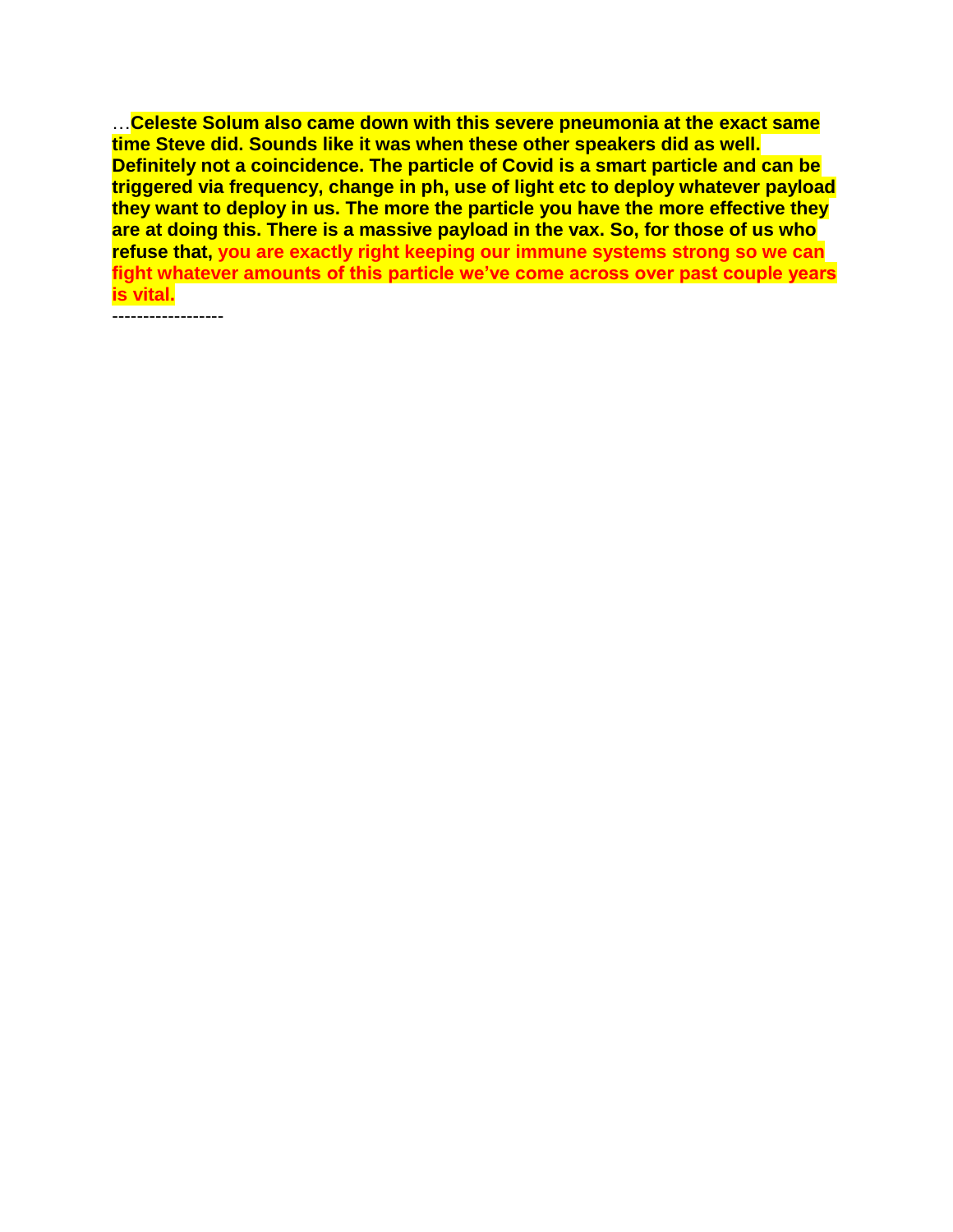…**Celeste Solum also came down with this severe pneumonia at the exact same time Steve did. Sounds like it was when these other speakers did as well. Definitely not a coincidence. The particle of Covid is a smart particle and can be triggered via frequency, change in ph, use of light etc to deploy whatever payload they want to deploy in us. The more the particle you have the more effective they are at doing this. There is a massive payload in the vax. So, for those of us who refuse that, you are exactly right keeping our immune systems strong so we can fight whatever amounts of this particle we've come across over past couple years is vital.**

------------------